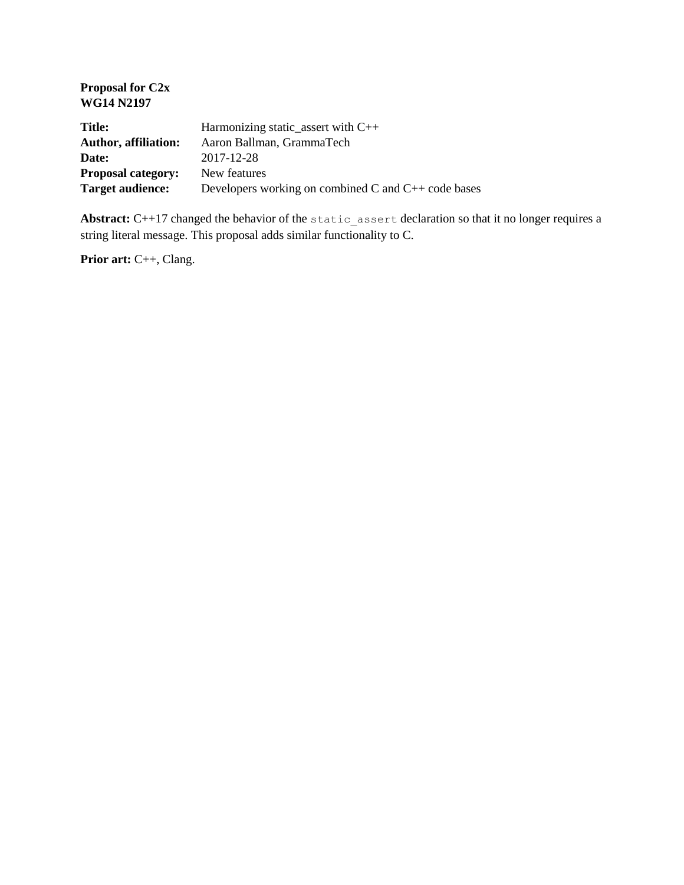**Proposal for C2x**
**WG14 N2197**

| | |
|---|---|
| **Title:** | Harmonizing static_assert with C++ |
| **Author, affiliation:** | Aaron Ballman, GrammaTech |
| **Date:** | 2017-12-28 |
| **Proposal category:** | New features |
| **Target audience:** | Developers working on combined C and C++ code bases |

**Abstract:** C++17 changed the behavior of the `static_assert` declaration so that it no longer requires a string literal message. This proposal adds similar functionality to C.

**Prior art:** C++, Clang.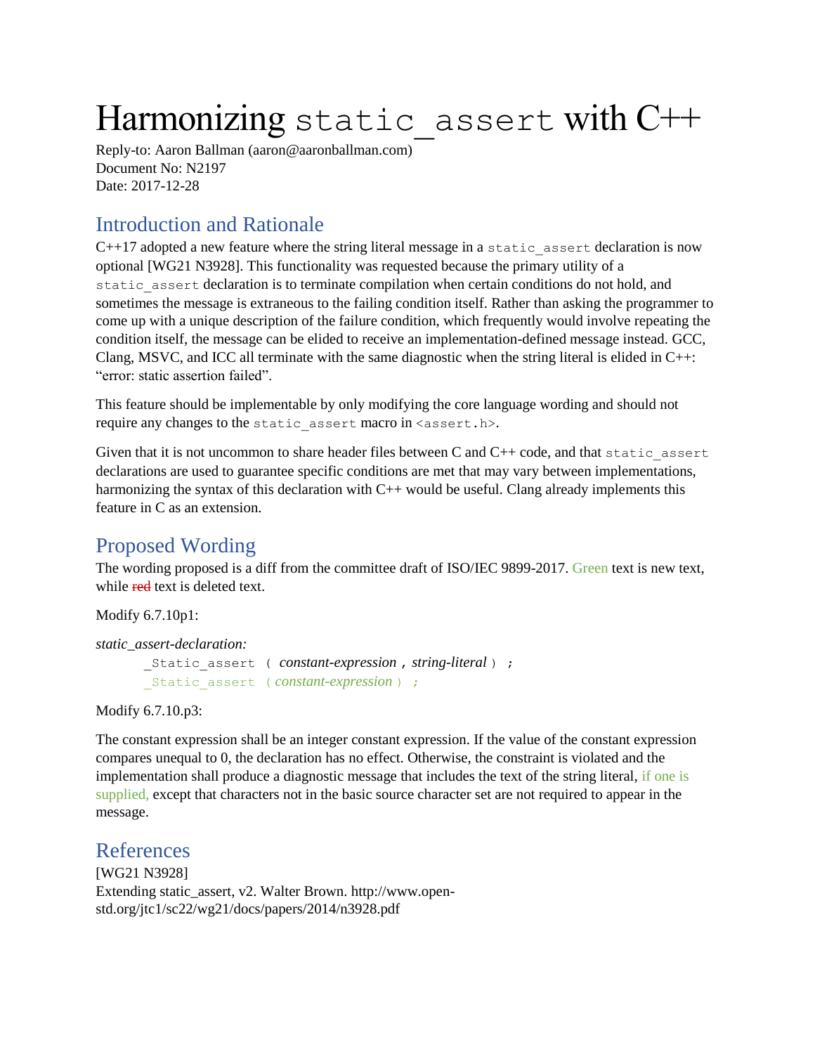# Harmonizing `static_assert` with C++

Reply-to: Aaron Ballman (aaron@aaronballman.com)
Document No: N2197
Date: 2017-12-28

## Introduction and Rationale

C++17 adopted a new feature where the string literal message in a `static_assert` declaration is now optional [WG21 N3928]. This functionality was requested because the primary utility of a `static_assert` declaration is to terminate compilation when certain conditions do not hold, and sometimes the message is extraneous to the failing condition itself. Rather than asking the programmer to come up with a unique description of the failure condition, which frequently would involve repeating the condition itself, the message can be elided to receive an implementation-defined message instead. GCC, Clang, MSVC, and ICC all terminate with the same diagnostic when the string literal is elided in C++: "error: static assertion failed".

This feature should be implementable by only modifying the core language wording and should not require any changes to the `static_assert` macro in `<assert.h>`.

Given that it is not uncommon to share header files between C and C++ code, and that `static_assert` declarations are used to guarantee specific conditions are met that may vary between implementations, harmonizing the syntax of this declaration with C++ would be useful. Clang already implements this feature in C as an extension.

## Proposed Wording

The wording proposed is a diff from the committee draft of ISO/IEC 9899-2017. Green text is new text, while ~~red~~ text is deleted text.

Modify 6.7.10p1:

*static_assert-declaration:*

`_Static_assert (` *constant-expression* , *string-literal* `) ;`
`_Static_assert (` *constant-expression* `) ;`

Modify 6.7.10.p3:

The constant expression shall be an integer constant expression. If the value of the constant expression compares unequal to 0, the declaration has no effect. Otherwise, the constraint is violated and the implementation shall produce a diagnostic message that includes the text of the string literal, if one is supplied, except that characters not in the basic source character set are not required to appear in the message.

## References

[WG21 N3928]
Extending static_assert, v2. Walter Brown. http://www.open-std.org/jtc1/sc22/wg21/docs/papers/2014/n3928.pdf